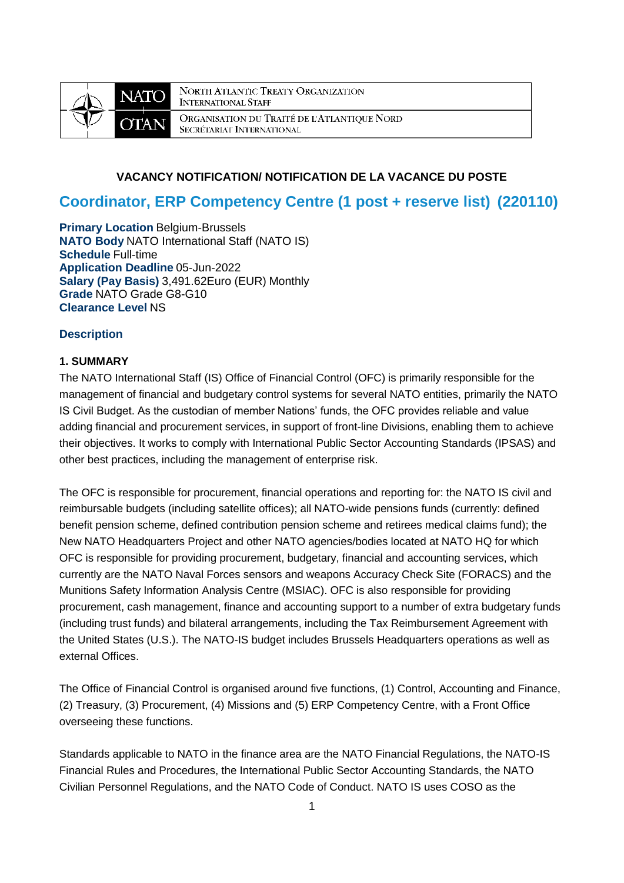NATO | NORTH ATLANTIC TREATY ORGANIZATION
INTERNATIONAL STAFF

OTAN | ORGANISATION DU TRAITÉ DE L'ATLANTIQUE NORD
SECRÉTARIAT INTERNATIONAL

**VACANCY NOTIFICATION/ NOTIFICATION DE LA VACANCE DU POSTE**

# Coordinator, ERP Competency Centre (1 post + reserve list) (220110)

**Primary Location** Belgium-Brussels
**NATO Body** NATO International Staff (NATO IS)
**Schedule** Full-time
**Application Deadline** 05-Jun-2022
**Salary (Pay Basis)** 3,491.62Euro (EUR) Monthly
**Grade** NATO Grade G8-G10
**Clearance Level** NS

## Description

### 1. SUMMARY

The NATO International Staff (IS) Office of Financial Control (OFC) is primarily responsible for the management of financial and budgetary control systems for several NATO entities, primarily the NATO IS Civil Budget. As the custodian of member Nations' funds, the OFC provides reliable and value adding financial and procurement services, in support of front-line Divisions, enabling them to achieve their objectives. It works to comply with International Public Sector Accounting Standards (IPSAS) and other best practices, including the management of enterprise risk.

The OFC is responsible for procurement, financial operations and reporting for: the NATO IS civil and reimbursable budgets (including satellite offices); all NATO-wide pensions funds (currently: defined benefit pension scheme, defined contribution pension scheme and retirees medical claims fund); the New NATO Headquarters Project and other NATO agencies/bodies located at NATO HQ for which OFC is responsible for providing procurement, budgetary, financial and accounting services, which currently are the NATO Naval Forces sensors and weapons Accuracy Check Site (FORACS) and the Munitions Safety Information Analysis Centre (MSIAC). OFC is also responsible for providing procurement, cash management, finance and accounting support to a number of extra budgetary funds (including trust funds) and bilateral arrangements, including the Tax Reimbursement Agreement with the United States (U.S.). The NATO-IS budget includes Brussels Headquarters operations as well as external Offices.

The Office of Financial Control is organised around five functions, (1) Control, Accounting and Finance, (2) Treasury, (3) Procurement, (4) Missions and (5) ERP Competency Centre, with a Front Office overseeing these functions.

Standards applicable to NATO in the finance area are the NATO Financial Regulations, the NATO-IS Financial Rules and Procedures, the International Public Sector Accounting Standards, the NATO Civilian Personnel Regulations, and the NATO Code of Conduct. NATO IS uses COSO as the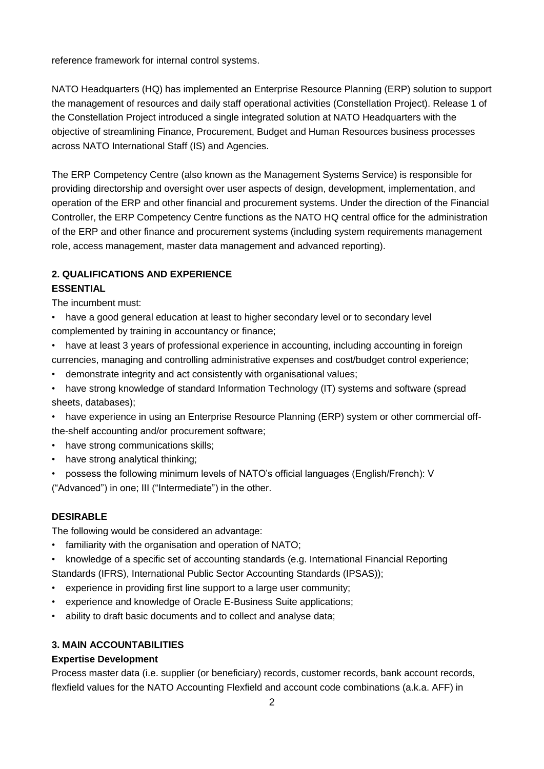reference framework for internal control systems.

NATO Headquarters (HQ) has implemented an Enterprise Resource Planning (ERP) solution to support the management of resources and daily staff operational activities (Constellation Project). Release 1 of the Constellation Project introduced a single integrated solution at NATO Headquarters with the objective of streamlining Finance, Procurement, Budget and Human Resources business processes across NATO International Staff (IS) and Agencies.

The ERP Competency Centre (also known as the Management Systems Service) is responsible for providing directorship and oversight over user aspects of design, development, implementation, and operation of the ERP and other financial and procurement systems. Under the direction of the Financial Controller, the ERP Competency Centre functions as the NATO HQ central office for the administration of the ERP and other finance and procurement systems (including system requirements management role, access management, master data management and advanced reporting).

## 2. QUALIFICATIONS AND EXPERIENCE

### ESSENTIAL

The incumbent must:

- have a good general education at least to higher secondary level or to secondary level complemented by training in accountancy or finance;
- have at least 3 years of professional experience in accounting, including accounting in foreign currencies, managing and controlling administrative expenses and cost/budget control experience;
- demonstrate integrity and act consistently with organisational values;
- have strong knowledge of standard Information Technology (IT) systems and software (spread sheets, databases);
- have experience in using an Enterprise Resource Planning (ERP) system or other commercial off-the-shelf accounting and/or procurement software;
- have strong communications skills;
- have strong analytical thinking;
- possess the following minimum levels of NATO's official languages (English/French): V ("Advanced") in one; III ("Intermediate") in the other.

### DESIRABLE

The following would be considered an advantage:

- familiarity with the organisation and operation of NATO;
- knowledge of a specific set of accounting standards (e.g. International Financial Reporting Standards (IFRS), International Public Sector Accounting Standards (IPSAS));
- experience in providing first line support to a large user community;
- experience and knowledge of Oracle E-Business Suite applications;
- ability to draft basic documents and to collect and analyse data;

## 3. MAIN ACCOUNTABILITIES

### Expertise Development

Process master data (i.e. supplier (or beneficiary) records, customer records, bank account records, flexfield values for the NATO Accounting Flexfield and account code combinations (a.k.a. AFF) in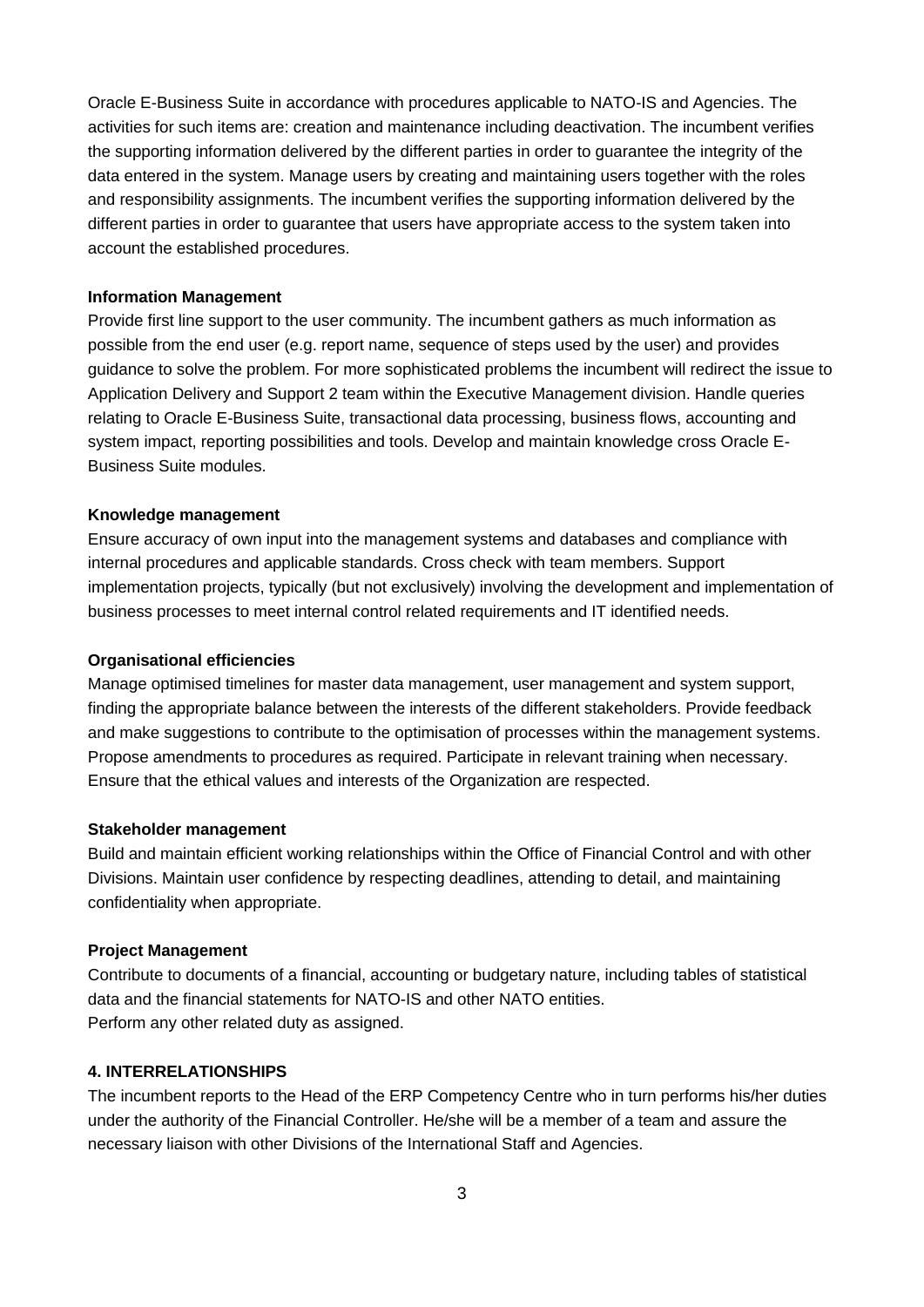Oracle E-Business Suite in accordance with procedures applicable to NATO-IS and Agencies. The activities for such items are: creation and maintenance including deactivation. The incumbent verifies the supporting information delivered by the different parties in order to guarantee the integrity of the data entered in the system. Manage users by creating and maintaining users together with the roles and responsibility assignments. The incumbent verifies the supporting information delivered by the different parties in order to guarantee that users have appropriate access to the system taken into account the established procedures.

**Information Management**

Provide first line support to the user community. The incumbent gathers as much information as possible from the end user (e.g. report name, sequence of steps used by the user) and provides guidance to solve the problem. For more sophisticated problems the incumbent will redirect the issue to Application Delivery and Support 2 team within the Executive Management division. Handle queries relating to Oracle E-Business Suite, transactional data processing, business flows, accounting and system impact, reporting possibilities and tools. Develop and maintain knowledge cross Oracle E-Business Suite modules.

**Knowledge management**

Ensure accuracy of own input into the management systems and databases and compliance with internal procedures and applicable standards. Cross check with team members. Support implementation projects, typically (but not exclusively) involving the development and implementation of business processes to meet internal control related requirements and IT identified needs.

**Organisational efficiencies**

Manage optimised timelines for master data management, user management and system support, finding the appropriate balance between the interests of the different stakeholders. Provide feedback and make suggestions to contribute to the optimisation of processes within the management systems. Propose amendments to procedures as required. Participate in relevant training when necessary. Ensure that the ethical values and interests of the Organization are respected.

**Stakeholder management**

Build and maintain efficient working relationships within the Office of Financial Control and with other Divisions. Maintain user confidence by respecting deadlines, attending to detail, and maintaining confidentiality when appropriate.

**Project Management**

Contribute to documents of a financial, accounting or budgetary nature, including tables of statistical data and the financial statements for NATO-IS and other NATO entities.
Perform any other related duty as assigned.

## 4. INTERRELATIONSHIPS

The incumbent reports to the Head of the ERP Competency Centre who in turn performs his/her duties under the authority of the Financial Controller. He/she will be a member of a team and assure the necessary liaison with other Divisions of the International Staff and Agencies.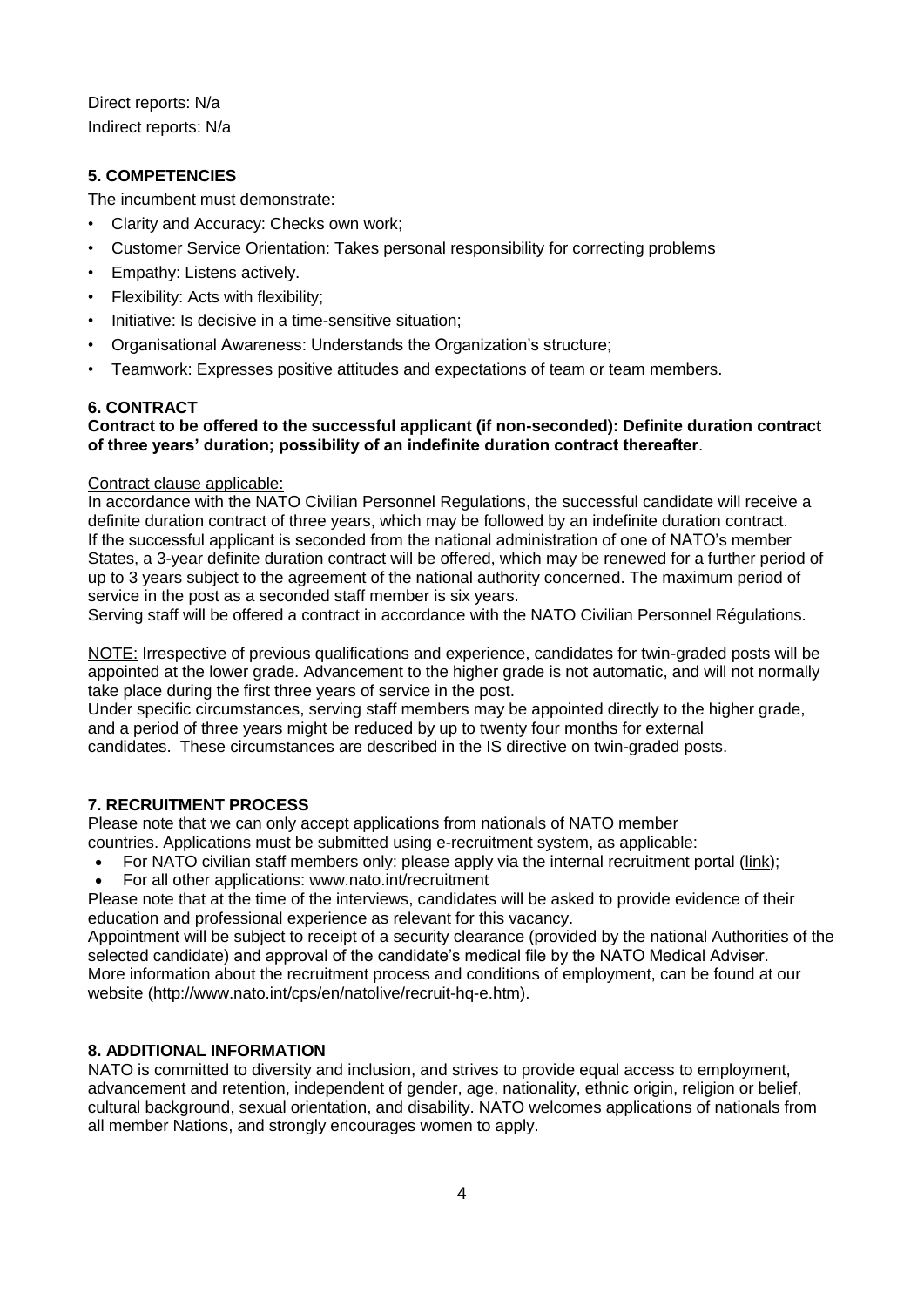Direct reports: N/a
Indirect reports: N/a

## 5. COMPETENCIES

The incumbent must demonstrate:

- Clarity and Accuracy: Checks own work;
- Customer Service Orientation: Takes personal responsibility for correcting problems
- Empathy: Listens actively.
- Flexibility: Acts with flexibility;
- Initiative: Is decisive in a time-sensitive situation;
- Organisational Awareness: Understands the Organization's structure;
- Teamwork: Expresses positive attitudes and expectations of team or team members.

## 6. CONTRACT

**Contract to be offered to the successful applicant (if non-seconded): Definite duration contract of three years' duration; possibility of an indefinite duration contract thereafter**.

Contract clause applicable:

In accordance with the NATO Civilian Personnel Regulations, the successful candidate will receive a definite duration contract of three years, which may be followed by an indefinite duration contract. If the successful applicant is seconded from the national administration of one of NATO's member States, a 3-year definite duration contract will be offered, which may be renewed for a further period of up to 3 years subject to the agreement of the national authority concerned. The maximum period of service in the post as a seconded staff member is six years.

Serving staff will be offered a contract in accordance with the NATO Civilian Personnel Régulations.

NOTE: Irrespective of previous qualifications and experience, candidates for twin-graded posts will be appointed at the lower grade. Advancement to the higher grade is not automatic, and will not normally take place during the first three years of service in the post.

Under specific circumstances, serving staff members may be appointed directly to the higher grade, and a period of three years might be reduced by up to twenty four months for external candidates. These circumstances are described in the IS directive on twin-graded posts.

## 7. RECRUITMENT PROCESS

Please note that we can only accept applications from nationals of NATO member countries. Applications must be submitted using e-recruitment system, as applicable:

- For NATO civilian staff members only: please apply via the internal recruitment portal (link);
- For all other applications: www.nato.int/recruitment

Please note that at the time of the interviews, candidates will be asked to provide evidence of their education and professional experience as relevant for this vacancy.

Appointment will be subject to receipt of a security clearance (provided by the national Authorities of the selected candidate) and approval of the candidate's medical file by the NATO Medical Adviser.

More information about the recruitment process and conditions of employment, can be found at our website (http://www.nato.int/cps/en/natolive/recruit-hq-e.htm).

## 8. ADDITIONAL INFORMATION

NATO is committed to diversity and inclusion, and strives to provide equal access to employment, advancement and retention, independent of gender, age, nationality, ethnic origin, religion or belief, cultural background, sexual orientation, and disability. NATO welcomes applications of nationals from all member Nations, and strongly encourages women to apply.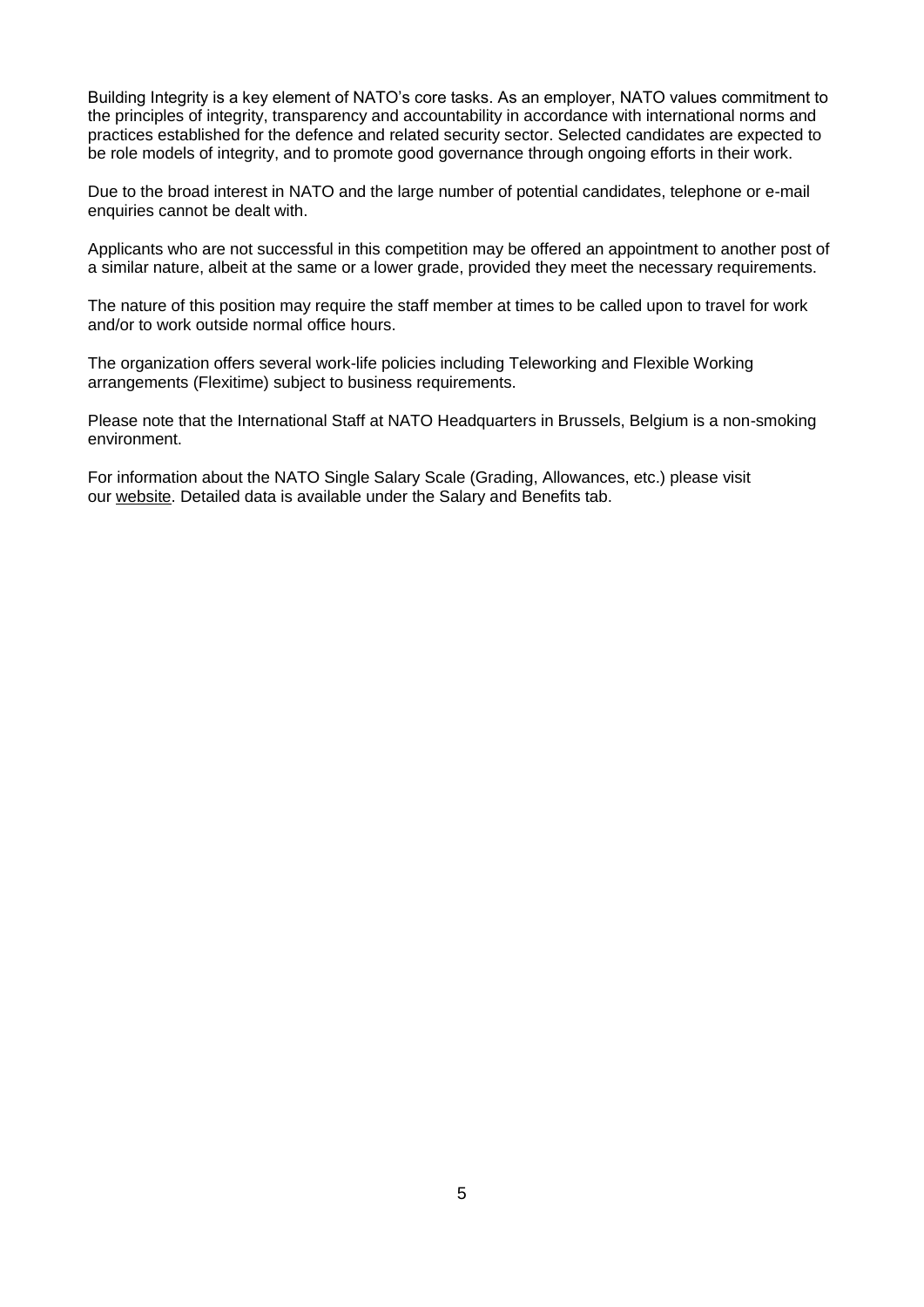Building Integrity is a key element of NATO's core tasks. As an employer, NATO values commitment to the principles of integrity, transparency and accountability in accordance with international norms and practices established for the defence and related security sector. Selected candidates are expected to be role models of integrity, and to promote good governance through ongoing efforts in their work.

Due to the broad interest in NATO and the large number of potential candidates, telephone or e-mail enquiries cannot be dealt with.

Applicants who are not successful in this competition may be offered an appointment to another post of a similar nature, albeit at the same or a lower grade, provided they meet the necessary requirements.

The nature of this position may require the staff member at times to be called upon to travel for work and/or to work outside normal office hours.

The organization offers several work-life policies including Teleworking and Flexible Working arrangements (Flexitime) subject to business requirements.

Please note that the International Staff at NATO Headquarters in Brussels, Belgium is a non-smoking environment.

For information about the NATO Single Salary Scale (Grading, Allowances, etc.) please visit our website. Detailed data is available under the Salary and Benefits tab.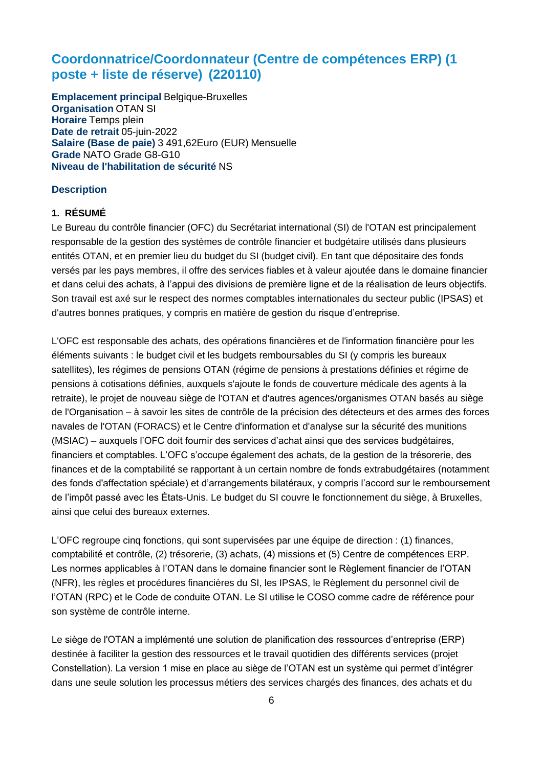## Coordonnatrice/Coordonnateur (Centre de compétences ERP) (1 poste + liste de réserve) (220110)

**Emplacement principal** Belgique-Bruxelles
**Organisation** OTAN SI
**Horaire** Temps plein
**Date de retrait** 05-juin-2022
**Salaire (Base de paie)** 3 491,62Euro (EUR) Mensuelle
**Grade** NATO Grade G8-G10
**Niveau de l'habilitation de sécurité** NS

### Description

**1. RÉSUMÉ**

Le Bureau du contrôle financier (OFC) du Secrétariat international (SI) de l'OTAN est principalement responsable de la gestion des systèmes de contrôle financier et budgétaire utilisés dans plusieurs entités OTAN, et en premier lieu du budget du SI (budget civil). En tant que dépositaire des fonds versés par les pays membres, il offre des services fiables et à valeur ajoutée dans le domaine financier et dans celui des achats, à l'appui des divisions de première ligne et de la réalisation de leurs objectifs. Son travail est axé sur le respect des normes comptables internationales du secteur public (IPSAS) et d'autres bonnes pratiques, y compris en matière de gestion du risque d'entreprise.

L'OFC est responsable des achats, des opérations financières et de l'information financière pour les éléments suivants : le budget civil et les budgets remboursables du SI (y compris les bureaux satellites), les régimes de pensions OTAN (régime de pensions à prestations définies et régime de pensions à cotisations définies, auxquels s'ajoute le fonds de couverture médicale des agents à la retraite), le projet de nouveau siège de l'OTAN et d'autres agences/organismes OTAN basés au siège de l'Organisation – à savoir les sites de contrôle de la précision des détecteurs et des armes des forces navales de l'OTAN (FORACS) et le Centre d'information et d'analyse sur la sécurité des munitions (MSIAC) – auxquels l'OFC doit fournir des services d'achat ainsi que des services budgétaires, financiers et comptables. L'OFC s'occupe également des achats, de la gestion de la trésorerie, des finances et de la comptabilité se rapportant à un certain nombre de fonds extrabudgétaires (notamment des fonds d'affectation spéciale) et d'arrangements bilatéraux, y compris l'accord sur le remboursement de l'impôt passé avec les États-Unis. Le budget du SI couvre le fonctionnement du siège, à Bruxelles, ainsi que celui des bureaux externes.

L'OFC regroupe cinq fonctions, qui sont supervisées par une équipe de direction : (1) finances, comptabilité et contrôle, (2) trésorerie, (3) achats, (4) missions et (5) Centre de compétences ERP. Les normes applicables à l'OTAN dans le domaine financier sont le Règlement financier de l'OTAN (NFR), les règles et procédures financières du SI, les IPSAS, le Règlement du personnel civil de l'OTAN (RPC) et le Code de conduite OTAN. Le SI utilise le COSO comme cadre de référence pour son système de contrôle interne.

Le siège de l'OTAN a implémenté une solution de planification des ressources d'entreprise (ERP) destinée à faciliter la gestion des ressources et le travail quotidien des différents services (projet Constellation). La version 1 mise en place au siège de l'OTAN est un système qui permet d'intégrer dans une seule solution les processus métiers des services chargés des finances, des achats et du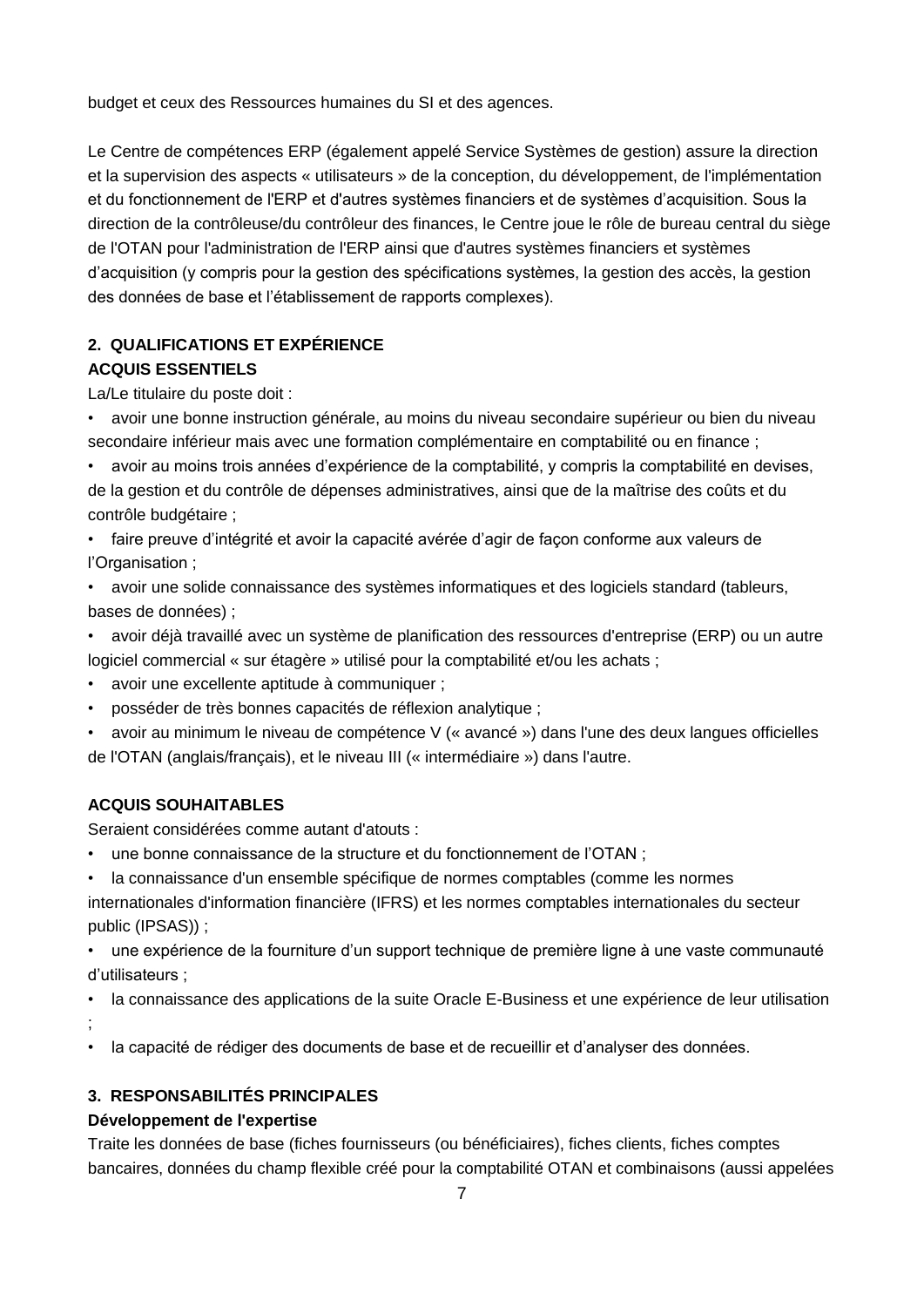budget et ceux des Ressources humaines du SI et des agences.

Le Centre de compétences ERP (également appelé Service Systèmes de gestion) assure la direction et la supervision des aspects « utilisateurs » de la conception, du développement, de l'implémentation et du fonctionnement de l'ERP et d'autres systèmes financiers et de systèmes d'acquisition. Sous la direction de la contrôleuse/du contrôleur des finances, le Centre joue le rôle de bureau central du siège de l'OTAN pour l'administration de l'ERP ainsi que d'autres systèmes financiers et systèmes d'acquisition (y compris pour la gestion des spécifications systèmes, la gestion des accès, la gestion des données de base et l'établissement de rapports complexes).

## 2. QUALIFICATIONS ET EXPÉRIENCE

### ACQUIS ESSENTIELS

La/Le titulaire du poste doit :

- avoir une bonne instruction générale, au moins du niveau secondaire supérieur ou bien du niveau secondaire inférieur mais avec une formation complémentaire en comptabilité ou en finance ;
- avoir au moins trois années d'expérience de la comptabilité, y compris la comptabilité en devises, de la gestion et du contrôle de dépenses administratives, ainsi que de la maîtrise des coûts et du contrôle budgétaire ;
- faire preuve d'intégrité et avoir la capacité avérée d'agir de façon conforme aux valeurs de l'Organisation ;
- avoir une solide connaissance des systèmes informatiques et des logiciels standard (tableurs, bases de données) ;
- avoir déjà travaillé avec un système de planification des ressources d'entreprise (ERP) ou un autre logiciel commercial « sur étagère » utilisé pour la comptabilité et/ou les achats ;
- avoir une excellente aptitude à communiquer ;
- posséder de très bonnes capacités de réflexion analytique ;
- avoir au minimum le niveau de compétence V (« avancé ») dans l'une des deux langues officielles de l'OTAN (anglais/français), et le niveau III (« intermédiaire ») dans l'autre.

### ACQUIS SOUHAITABLES

Seraient considérées comme autant d'atouts :

- une bonne connaissance de la structure et du fonctionnement de l'OTAN ;
- la connaissance d'un ensemble spécifique de normes comptables (comme les normes internationales d'information financière (IFRS) et les normes comptables internationales du secteur public (IPSAS)) ;
- une expérience de la fourniture d'un support technique de première ligne à une vaste communauté d'utilisateurs ;
- la connaissance des applications de la suite Oracle E-Business et une expérience de leur utilisation ;
- la capacité de rédiger des documents de base et de recueillir et d'analyser des données.

## 3. RESPONSABILITÉS PRINCIPALES

### Développement de l'expertise

Traite les données de base (fiches fournisseurs (ou bénéficiaires), fiches clients, fiches comptes bancaires, données du champ flexible créé pour la comptabilité OTAN et combinaisons (aussi appelées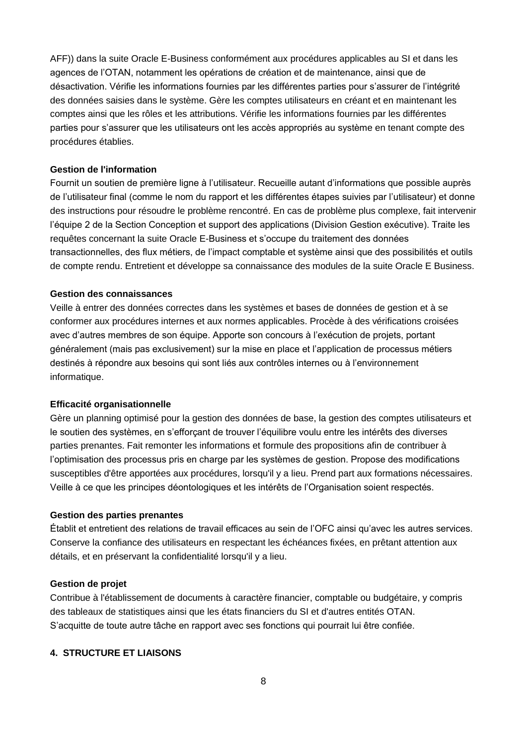AFF)) dans la suite Oracle E-Business conformément aux procédures applicables au SI et dans les agences de l'OTAN, notamment les opérations de création et de maintenance, ainsi que de désactivation. Vérifie les informations fournies par les différentes parties pour s'assurer de l'intégrité des données saisies dans le système. Gère les comptes utilisateurs en créant et en maintenant les comptes ainsi que les rôles et les attributions. Vérifie les informations fournies par les différentes parties pour s'assurer que les utilisateurs ont les accès appropriés au système en tenant compte des procédures établies.

**Gestion de l'information**
Fournit un soutien de première ligne à l'utilisateur. Recueille autant d'informations que possible auprès de l'utilisateur final (comme le nom du rapport et les différentes étapes suivies par l'utilisateur) et donne des instructions pour résoudre le problème rencontré. En cas de problème plus complexe, fait intervenir l'équipe 2 de la Section Conception et support des applications (Division Gestion exécutive). Traite les requêtes concernant la suite Oracle E-Business et s'occupe du traitement des données transactionnelles, des flux métiers, de l'impact comptable et système ainsi que des possibilités et outils de compte rendu. Entretient et développe sa connaissance des modules de la suite Oracle E Business.

**Gestion des connaissances**
Veille à entrer des données correctes dans les systèmes et bases de données de gestion et à se conformer aux procédures internes et aux normes applicables. Procède à des vérifications croisées avec d'autres membres de son équipe. Apporte son concours à l'exécution de projets, portant généralement (mais pas exclusivement) sur la mise en place et l'application de processus métiers destinés à répondre aux besoins qui sont liés aux contrôles internes ou à l'environnement informatique.

**Efficacité organisationnelle**
Gère un planning optimisé pour la gestion des données de base, la gestion des comptes utilisateurs et le soutien des systèmes, en s'efforçant de trouver l'équilibre voulu entre les intérêts des diverses parties prenantes. Fait remonter les informations et formule des propositions afin de contribuer à l'optimisation des processus pris en charge par les systèmes de gestion. Propose des modifications susceptibles d'être apportées aux procédures, lorsqu'il y a lieu. Prend part aux formations nécessaires. Veille à ce que les principes déontologiques et les intérêts de l'Organisation soient respectés.

**Gestion des parties prenantes**
Établit et entretient des relations de travail efficaces au sein de l'OFC ainsi qu'avec les autres services. Conserve la confiance des utilisateurs en respectant les échéances fixées, en prêtant attention aux détails, et en préservant la confidentialité lorsqu'il y a lieu.

**Gestion de projet**
Contribue à l'établissement de documents à caractère financier, comptable ou budgétaire, y compris des tableaux de statistiques ainsi que les états financiers du SI et d'autres entités OTAN.
S'acquitte de toute autre tâche en rapport avec ses fonctions qui pourrait lui être confiée.

**4. STRUCTURE ET LIAISONS**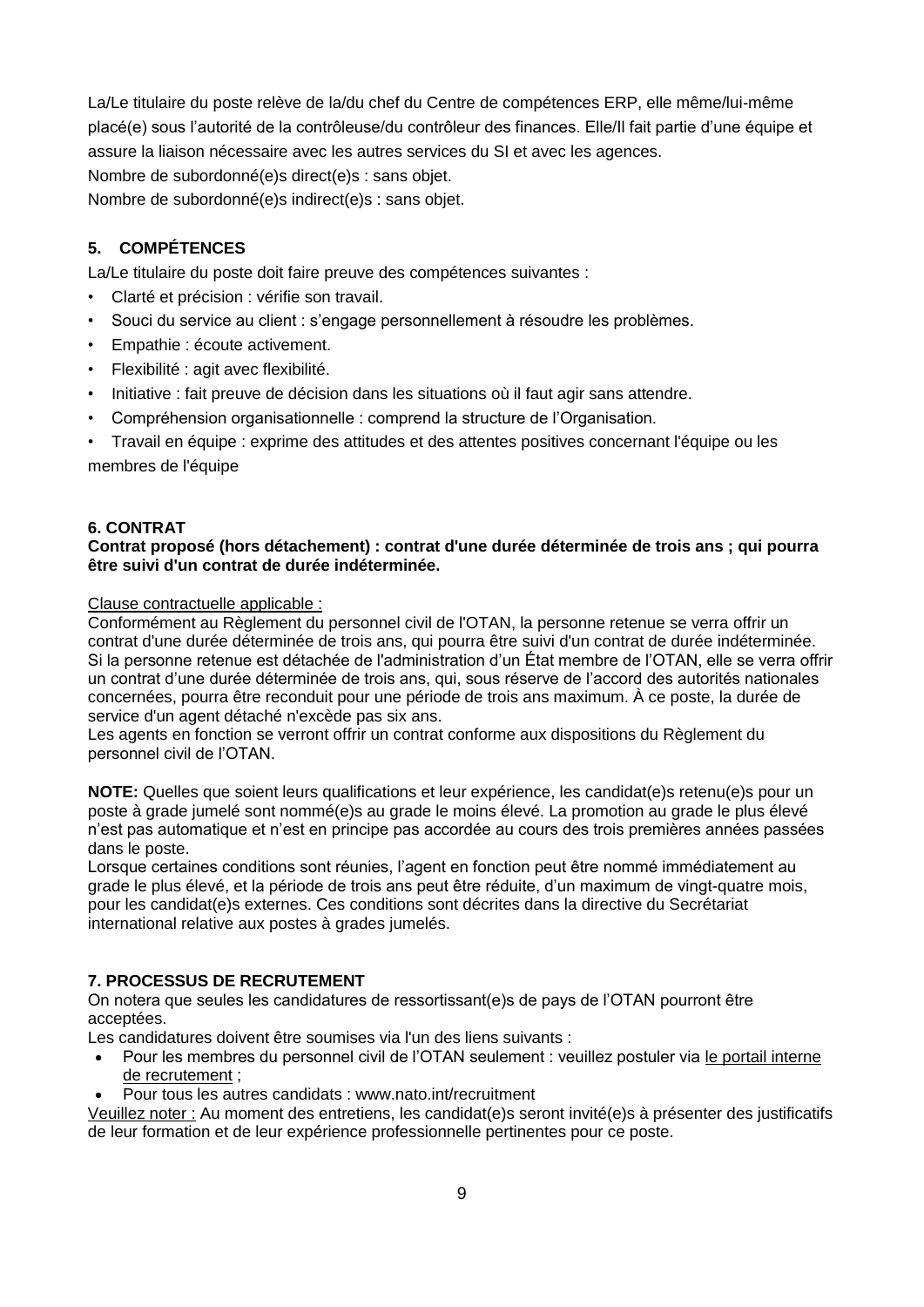La/Le titulaire du poste relève de la/du chef du Centre de compétences ERP, elle même/lui-même placé(e) sous l'autorité de la contrôleuse/du contrôleur des finances. Elle/Il fait partie d'une équipe et assure la liaison nécessaire avec les autres services du SI et avec les agences.

Nombre de subordonné(e)s direct(e)s : sans objet.

Nombre de subordonné(e)s indirect(e)s : sans objet.

## 5. COMPÉTENCES

La/Le titulaire du poste doit faire preuve des compétences suivantes :

- Clarté et précision : vérifie son travail.
- Souci du service au client : s'engage personnellement à résoudre les problèmes.
- Empathie : écoute activement.
- Flexibilité : agit avec flexibilité.
- Initiative : fait preuve de décision dans les situations où il faut agir sans attendre.
- Compréhension organisationnelle : comprend la structure de l'Organisation.
- Travail en équipe : exprime des attitudes et des attentes positives concernant l'équipe ou les membres de l'équipe

## 6. CONTRAT

**Contrat proposé (hors détachement) : contrat d'une durée déterminée de trois ans ; qui pourra être suivi d'un contrat de durée indéterminée.**

Clause contractuelle applicable :

Conformément au Règlement du personnel civil de l'OTAN, la personne retenue se verra offrir un contrat d'une durée déterminée de trois ans, qui pourra être suivi d'un contrat de durée indéterminée. Si la personne retenue est détachée de l'administration d'un État membre de l'OTAN, elle se verra offrir un contrat d'une durée déterminée de trois ans, qui, sous réserve de l'accord des autorités nationales concernées, pourra être reconduit pour une période de trois ans maximum. À ce poste, la durée de service d'un agent détaché n'excède pas six ans.

Les agents en fonction se verront offrir un contrat conforme aux dispositions du Règlement du personnel civil de l'OTAN.

**NOTE:** Quelles que soient leurs qualifications et leur expérience, les candidat(e)s retenu(e)s pour un poste à grade jumelé sont nommé(e)s au grade le moins élevé. La promotion au grade le plus élevé n'est pas automatique et n'est en principe pas accordée au cours des trois premières années passées dans le poste.

Lorsque certaines conditions sont réunies, l'agent en fonction peut être nommé immédiatement au grade le plus élevé, et la période de trois ans peut être réduite, d'un maximum de vingt-quatre mois, pour les candidat(e)s externes. Ces conditions sont décrites dans la directive du Secrétariat international relative aux postes à grades jumelés.

## 7. PROCESSUS DE RECRUTEMENT

On notera que seules les candidatures de ressortissant(e)s de pays de l'OTAN pourront être acceptées.

Les candidatures doivent être soumises via l'un des liens suivants :

- Pour les membres du personnel civil de l'OTAN seulement : veuillez postuler via le portail interne de recrutement ;
- Pour tous les autres candidats : www.nato.int/recruitment

Veuillez noter : Au moment des entretiens, les candidat(e)s seront invité(e)s à présenter des justificatifs de leur formation et de leur expérience professionnelle pertinentes pour ce poste.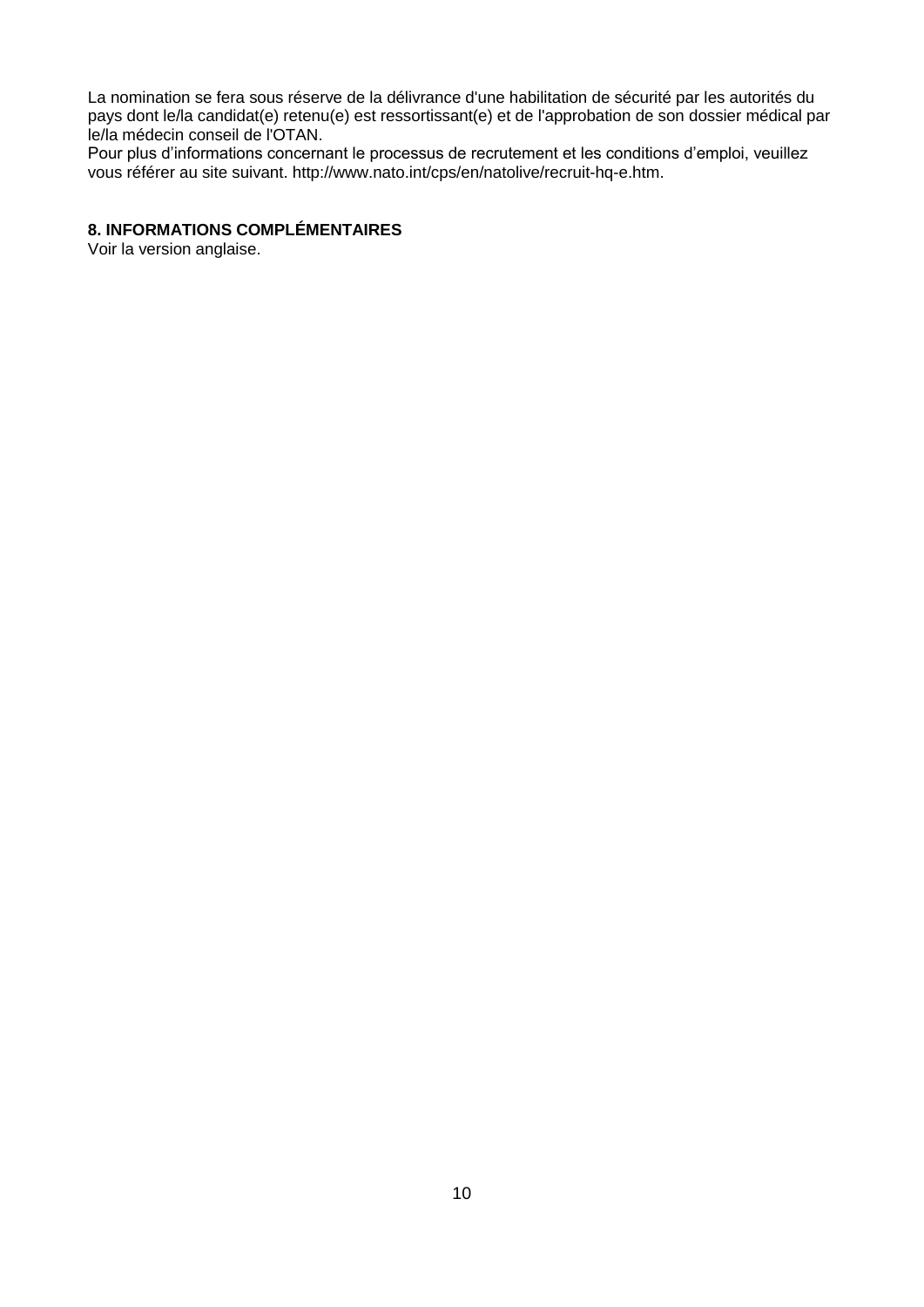La nomination se fera sous réserve de la délivrance d'une habilitation de sécurité par les autorités du pays dont le/la candidat(e) retenu(e) est ressortissant(e) et de l'approbation de son dossier médical par le/la médecin conseil de l'OTAN.
Pour plus d'informations concernant le processus de recrutement et les conditions d'emploi, veuillez vous référer au site suivant. http://www.nato.int/cps/en/natolive/recruit-hq-e.htm.

## 8. INFORMATIONS COMPLÉMENTAIRES

Voir la version anglaise.